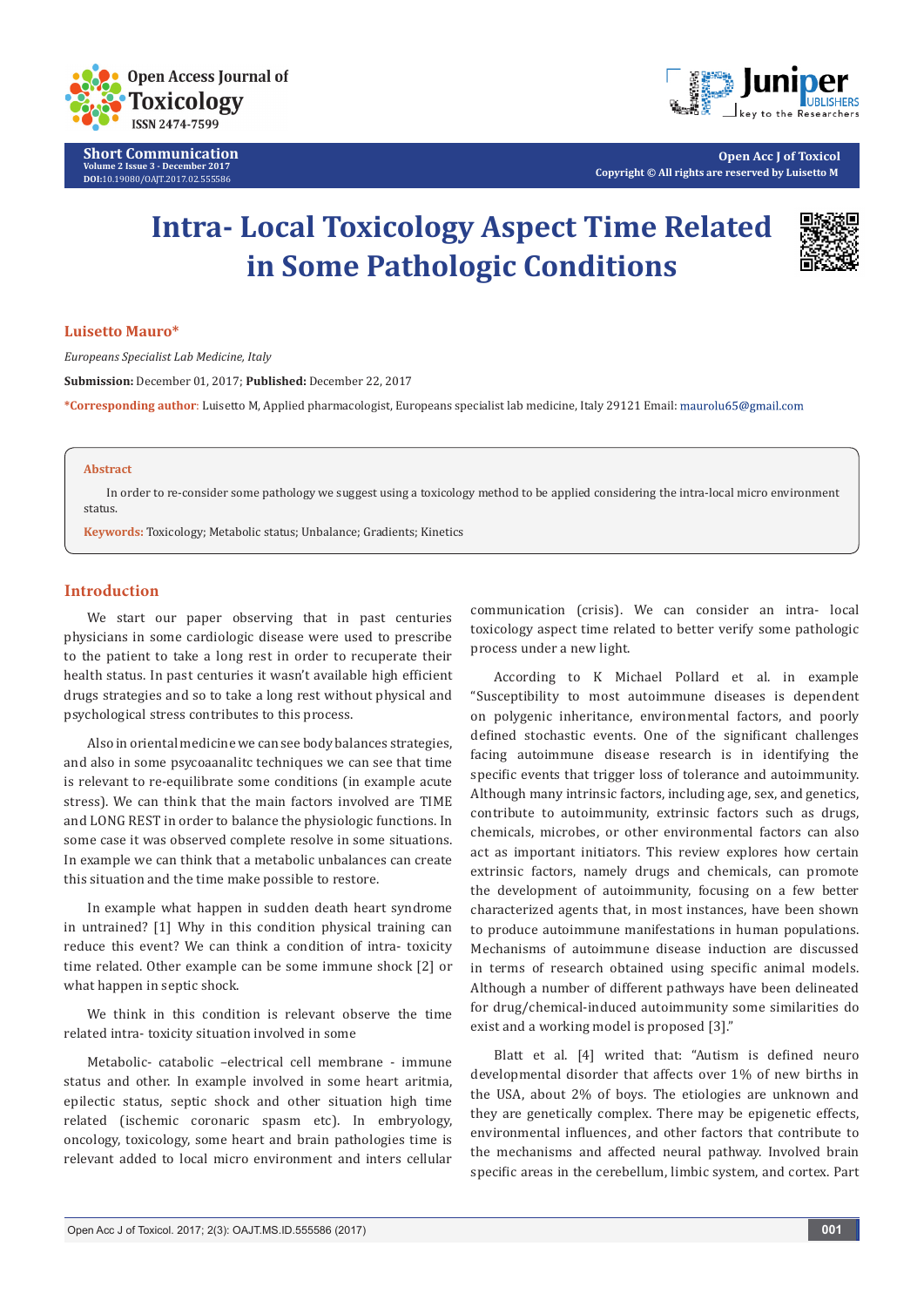Short Communication
Volume 2 Issue 3 - December 2017
DOI:10.19080/OAJT.2017.02.555586

Open Acc J of Toxicol
Copyright © All rights are reserved by Luisetto M

# Intra- Local Toxicology Aspect Time Related in Some Pathologic Conditions

**Luisetto Mauro***

*Europeans Specialist Lab Medicine, Italy*

**Submission:** December 01, 2017; **Published:** December 22, 2017

**\*Corresponding author**: Luisetto M, Applied pharmacologist, Europeans specialist lab medicine, Italy 29121 Email: maurolu65@gmail.com

## Abstract

In order to re-consider some pathology we suggest using a toxicology method to be applied considering the intra-local micro environment status.

**Keywords:** Toxicology; Metabolic status; Unbalance; Gradients; Kinetics

## Introduction

We start our paper observing that in past centuries physicians in some cardiologic disease were used to prescribe to the patient to take a long rest in order to recuperate their health status. In past centuries it wasn't available high efficient drugs strategies and so to take a long rest without physical and psychological stress contributes to this process.

Also in oriental medicine we can see body balances strategies, and also in some psycoanalitc techniques we can see that time is relevant to re-equilibrate some conditions (in example acute stress). We can think that the main factors involved are TIME and LONG REST in order to balance the physiologic functions. In some case it was observed complete resolve in some situations. In example we can think that a metabolic unbalances can create this situation and the time make possible to restore.

In example what happen in sudden death heart syndrome in untrained? [1] Why in this condition physical training can reduce this event? We can think a condition of intra- toxicity time related. Other example can be some immune shock [2] or what happen in septic shock.

We think in this condition is relevant observe the time related intra- toxicity situation involved in some

Metabolic- catabolic –electrical cell membrane - immune status and other. In example involved in some heart aritmia, epilectic status, septic shock and other situation high time related (ischemic coronaric spasm etc). In embryology, oncology, toxicology, some heart and brain pathologies time is relevant added to local micro environment and inters cellular communication (crisis). We can consider an intra- local toxicology aspect time related to better verify some pathologic process under a new light.

According to K Michael Pollard et al. in example "Susceptibility to most autoimmune diseases is dependent on polygenic inheritance, environmental factors, and poorly defined stochastic events. One of the significant challenges facing autoimmune disease research is in identifying the specific events that trigger loss of tolerance and autoimmunity. Although many intrinsic factors, including age, sex, and genetics, contribute to autoimmunity, extrinsic factors such as drugs, chemicals, microbes, or other environmental factors can also act as important initiators. This review explores how certain extrinsic factors, namely drugs and chemicals, can promote the development of autoimmunity, focusing on a few better characterized agents that, in most instances, have been shown to produce autoimmune manifestations in human populations. Mechanisms of autoimmune disease induction are discussed in terms of research obtained using specific animal models. Although a number of different pathways have been delineated for drug/chemical-induced autoimmunity some similarities do exist and a working model is proposed [3]."

Blatt et al. [4] writed that: "Autism is defined neuro developmental disorder that affects over 1% of new births in the USA, about 2% of boys. The etiologies are unknown and they are genetically complex. There may be epigenetic effects, environmental influences, and other factors that contribute to the mechanisms and affected neural pathway. Involved brain specific areas in the cerebellum, limbic system, and cortex. Part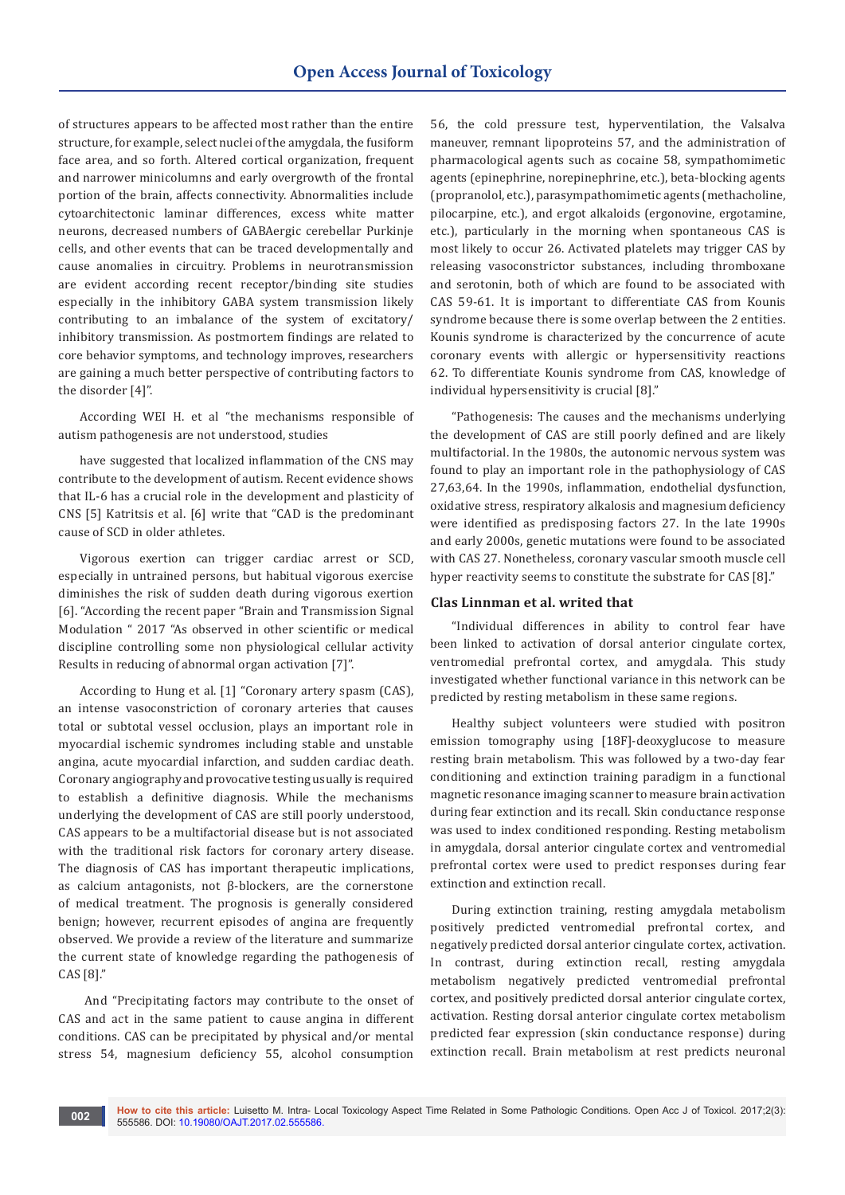of structures appears to be affected most rather than the entire structure, for example, select nuclei of the amygdala, the fusiform face area, and so forth. Altered cortical organization, frequent and narrower minicolumns and early overgrowth of the frontal portion of the brain, affects connectivity. Abnormalities include cytoarchitectonic laminar differences, excess white matter neurons, decreased numbers of GABAergic cerebellar Purkinje cells, and other events that can be traced developmentally and cause anomalies in circuitry. Problems in neurotransmission are evident according recent receptor/binding site studies especially in the inhibitory GABA system transmission likely contributing to an imbalance of the system of excitatory/ inhibitory transmission. As postmortem findings are related to core behavior symptoms, and technology improves, researchers are gaining a much better perspective of contributing factors to the disorder [4]".

According WEI H. et al "the mechanisms responsible of autism pathogenesis are not understood, studies

have suggested that localized inflammation of the CNS may contribute to the development of autism. Recent evidence shows that IL-6 has a crucial role in the development and plasticity of CNS [5] Katritsis et al. [6] write that "CAD is the predominant cause of SCD in older athletes.

Vigorous exertion can trigger cardiac arrest or SCD, especially in untrained persons, but habitual vigorous exercise diminishes the risk of sudden death during vigorous exertion [6]. "According the recent paper "Brain and Transmission Signal Modulation " 2017 "As observed in other scientific or medical discipline controlling some non physiological cellular activity Results in reducing of abnormal organ activation [7]".

According to Hung et al. [1] "Coronary artery spasm (CAS), an intense vasoconstriction of coronary arteries that causes total or subtotal vessel occlusion, plays an important role in myocardial ischemic syndromes including stable and unstable angina, acute myocardial infarction, and sudden cardiac death. Coronary angiography and provocative testing usually is required to establish a definitive diagnosis. While the mechanisms underlying the development of CAS are still poorly understood, CAS appears to be a multifactorial disease but is not associated with the traditional risk factors for coronary artery disease. The diagnosis of CAS has important therapeutic implications, as calcium antagonists, not β-blockers, are the cornerstone of medical treatment. The prognosis is generally considered benign; however, recurrent episodes of angina are frequently observed. We provide a review of the literature and summarize the current state of knowledge regarding the pathogenesis of CAS [8]."

And "Precipitating factors may contribute to the onset of CAS and act in the same patient to cause angina in different conditions. CAS can be precipitated by physical and/or mental stress 54, magnesium deficiency 55, alcohol consumption 56, the cold pressure test, hyperventilation, the Valsalva maneuver, remnant lipoproteins 57, and the administration of pharmacological agents such as cocaine 58, sympathomimetic agents (epinephrine, norepinephrine, etc.), beta-blocking agents (propranolol, etc.), parasympathomimetic agents (methacholine, pilocarpine, etc.), and ergot alkaloids (ergonovine, ergotamine, etc.), particularly in the morning when spontaneous CAS is most likely to occur 26. Activated platelets may trigger CAS by releasing vasoconstrictor substances, including thromboxane and serotonin, both of which are found to be associated with CAS 59-61. It is important to differentiate CAS from Kounis syndrome because there is some overlap between the 2 entities. Kounis syndrome is characterized by the concurrence of acute coronary events with allergic or hypersensitivity reactions 62. To differentiate Kounis syndrome from CAS, knowledge of individual hypersensitivity is crucial [8]."

"Pathogenesis: The causes and the mechanisms underlying the development of CAS are still poorly defined and are likely multifactorial. In the 1980s, the autonomic nervous system was found to play an important role in the pathophysiology of CAS 27,63,64. In the 1990s, inflammation, endothelial dysfunction, oxidative stress, respiratory alkalosis and magnesium deficiency were identified as predisposing factors 27. In the late 1990s and early 2000s, genetic mutations were found to be associated with CAS 27. Nonetheless, coronary vascular smooth muscle cell hyper reactivity seems to constitute the substrate for CAS [8]."

### Clas Linnman et al. writed that

"Individual differences in ability to control fear have been linked to activation of dorsal anterior cingulate cortex, ventromedial prefrontal cortex, and amygdala. This study investigated whether functional variance in this network can be predicted by resting metabolism in these same regions.

Healthy subject volunteers were studied with positron emission tomography using [18F]-deoxyglucose to measure resting brain metabolism. This was followed by a two-day fear conditioning and extinction training paradigm in a functional magnetic resonance imaging scanner to measure brain activation during fear extinction and its recall. Skin conductance response was used to index conditioned responding. Resting metabolism in amygdala, dorsal anterior cingulate cortex and ventromedial prefrontal cortex were used to predict responses during fear extinction and extinction recall.

During extinction training, resting amygdala metabolism positively predicted ventromedial prefrontal cortex, and negatively predicted dorsal anterior cingulate cortex, activation. In contrast, during extinction recall, resting amygdala metabolism negatively predicted ventromedial prefrontal cortex, and positively predicted dorsal anterior cingulate cortex, activation. Resting dorsal anterior cingulate cortex metabolism predicted fear expression (skin conductance response) during extinction recall. Brain metabolism at rest predicts neuronal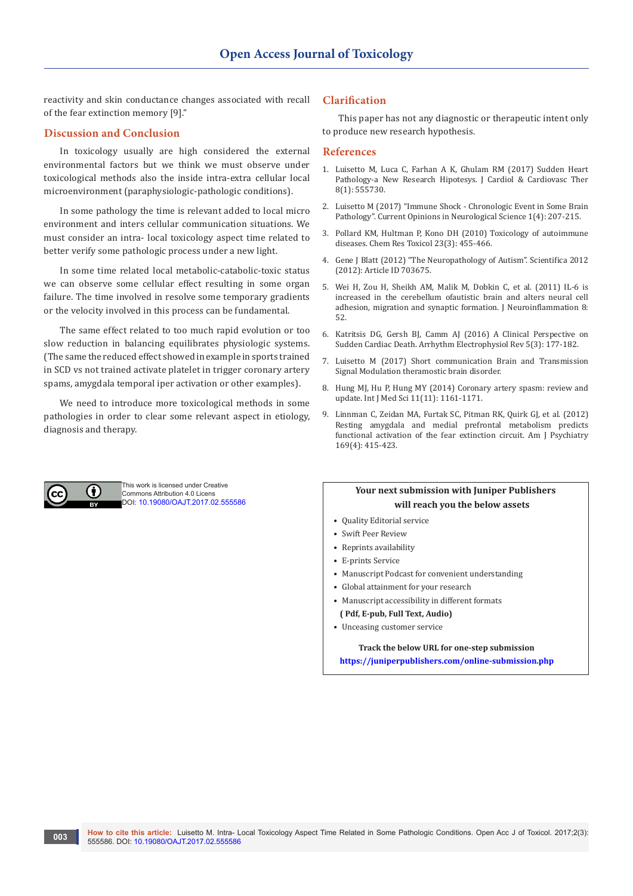reactivity and skin conductance changes associated with recall of the fear extinction memory [9]."

## Discussion and Conclusion

In toxicology usually are high considered the external environmental factors but we think we must observe under toxicological methods also the inside intra-extra cellular local microenvironment (paraphysiologic-pathologic conditions).

In some pathology the time is relevant added to local micro environment and inters cellular communication situations. We must consider an intra- local toxicology aspect time related to better verify some pathologic process under a new light.

In some time related local metabolic-catabolic-toxic status we can observe some cellular effect resulting in some organ failure. The time involved in resolve some temporary gradients or the velocity involved in this process can be fundamental.

The same effect related to too much rapid evolution or too slow reduction in balancing equilibrates physiologic systems. (The same the reduced effect showed in example in sports trained in SCD vs not trained activate platelet in trigger coronary artery spams, amygdala temporal iper activation or other examples).

We need to introduce more toxicological methods in some pathologies in order to clear some relevant aspect in etiology, diagnosis and therapy.

## Clarification

This paper has not any diagnostic or therapeutic intent only to produce new research hypothesis.

## References

1. Luisetto M, Luca C, Farhan A K, Ghulam RM (2017) Sudden Heart Pathology-a New Research Hipotesys. J Cardiol & Cardiovasc Ther 8(1): 555730.
2. Luisetto M (2017) "Immune Shock - Chronologic Event in Some Brain Pathology". Current Opinions in Neurological Science 1(4): 207-215.
3. Pollard KM, Hultman P, Kono DH (2010) Toxicology of autoimmune diseases. Chem Res Toxicol 23(3): 455-466.
4. Gene J Blatt (2012) "The Neuropathology of Autism". Scientifica 2012 (2012): Article ID 703675.
5. Wei H, Zou H, Sheikh AM, Malik M, Dobkin C, et al. (2011) IL-6 is increased in the cerebellum ofautistic brain and alters neural cell adhesion, migration and synaptic formation. J Neuroinflammation 8: 52.
6. Katritsis DG, Gersh BJ, Camm AJ (2016) A Clinical Perspective on Sudden Cardiac Death. Arrhythm Electrophysiol Rev 5(3): 177-182.
7. Luisetto M (2017) Short communication Brain and Transmission Signal Modulation theramostic brain disorder.
8. Hung MJ, Hu P, Hung MY (2014) Coronary artery spasm: review and update. Int J Med Sci 11(11): 1161-1171.
9. Linnman C, Zeidan MA, Furtak SC, Pitman RK, Quirk GJ, et al. (2012) Resting amygdala and medial prefrontal metabolism predicts functional activation of the fear extinction circuit. Am J Psychiatry 169(4): 415-423.

This work is licensed under Creative Commons Attribution 4.0 Licens
DOI: 10.19080/OAJT.2017.02.555586

**Your next submission with Juniper Publishers will reach you the below assets**

- Quality Editorial service
- Swift Peer Review
- Reprints availability
- E-prints Service
- Manuscript Podcast for convenient understanding
- Global attainment for your research
- Manuscript accessibility in different formats

  **( Pdf, E-pub, Full Text, Audio)**
- Unceasing customer service

**Track the below URL for one-step submission**
**https://juniperpublishers.com/online-submission.php**

**How to cite this article:** Luisetto M. Intra- Local Toxicology Aspect Time Related in Some Pathologic Conditions. Open Acc J of Toxicol. 2017;2(3): 555586. DOI: 10.19080/OAJT.2017.02.555586